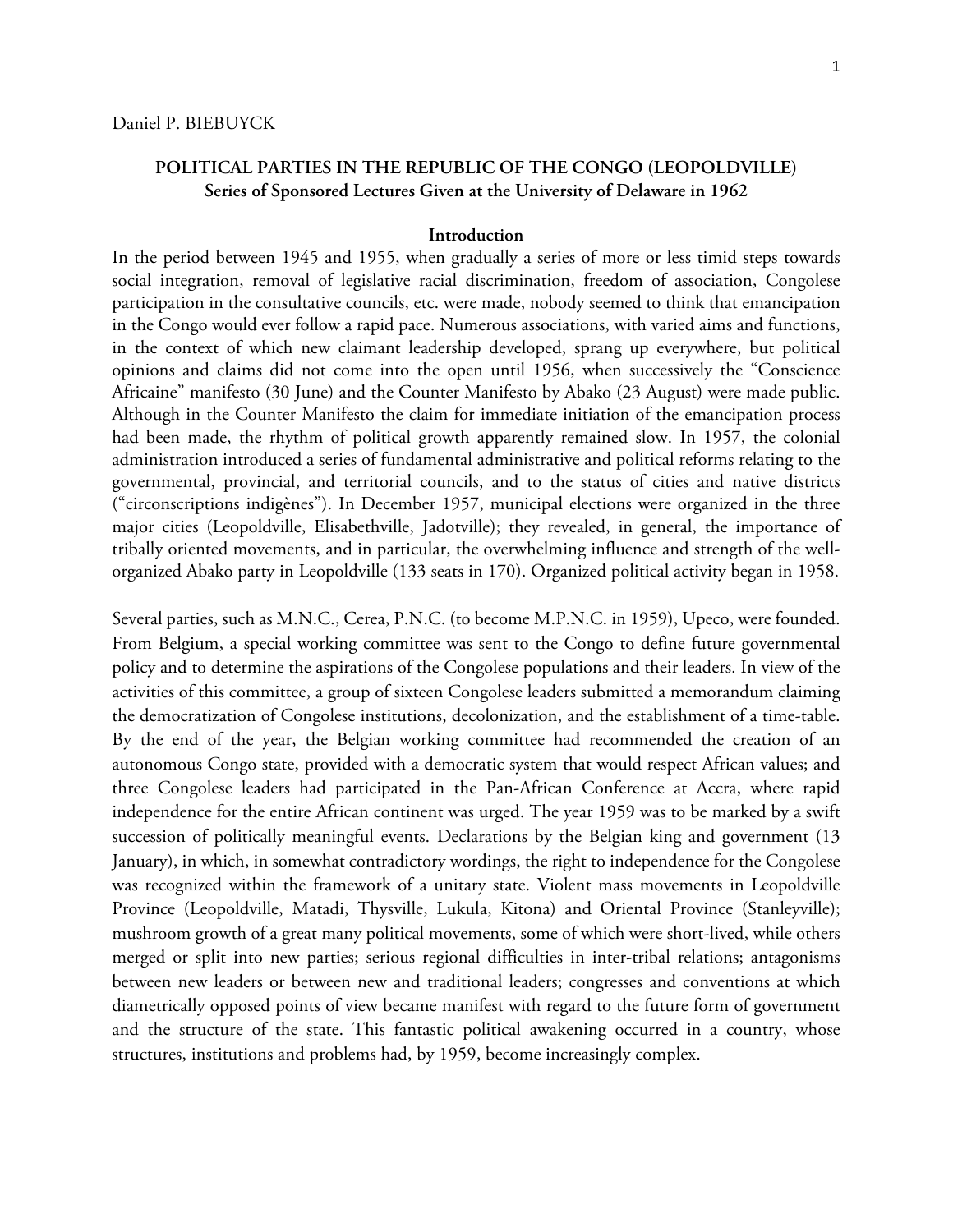Daniel P. BIEBUYCK

# POLITICAL PARTIES IN THE REPUBLIC OF THE CONGO (LEOPOLDVILLE)

**Series of Sponsored Lectures Given at the University of Delaware in 1962**

## Introduction

In the period between 1945 and 1955, when gradually a series of more or less timid steps towards social integration, removal of legislative racial discrimination, freedom of association, Congolese participation in the consultative councils, etc. were made, nobody seemed to think that emancipation in the Congo would ever follow a rapid pace. Numerous associations, with varied aims and functions, in the context of which new claimant leadership developed, sprang up everywhere, but political opinions and claims did not come into the open until 1956, when successively the "Conscience Africaine" manifesto (30 June) and the Counter Manifesto by Abako (23 August) were made public. Although in the Counter Manifesto the claim for immediate initiation of the emancipation process had been made, the rhythm of political growth apparently remained slow. In 1957, the colonial administration introduced a series of fundamental administrative and political reforms relating to the governmental, provincial, and territorial councils, and to the status of cities and native districts ("circonscriptions indigènes"). In December 1957, municipal elections were organized in the three major cities (Leopoldville, Elisabethville, Jadotville); they revealed, in general, the importance of tribally oriented movements, and in particular, the overwhelming influence and strength of the well-organized Abako party in Leopoldville (133 seats in 170). Organized political activity began in 1958.

Several parties, such as M.N.C., Cerea, P.N.C. (to become M.P.N.C. in 1959), Upeco, were founded. From Belgium, a special working committee was sent to the Congo to define future governmental policy and to determine the aspirations of the Congolese populations and their leaders. In view of the activities of this committee, a group of sixteen Congolese leaders submitted a memorandum claiming the democratization of Congolese institutions, decolonization, and the establishment of a time-table. By the end of the year, the Belgian working committee had recommended the creation of an autonomous Congo state, provided with a democratic system that would respect African values; and three Congolese leaders had participated in the Pan-African Conference at Accra, where rapid independence for the entire African continent was urged. The year 1959 was to be marked by a swift succession of politically meaningful events. Declarations by the Belgian king and government (13 January), in which, in somewhat contradictory wordings, the right to independence for the Congolese was recognized within the framework of a unitary state. Violent mass movements in Leopoldville Province (Leopoldville, Matadi, Thysville, Lukula, Kitona) and Oriental Province (Stanleyville); mushroom growth of a great many political movements, some of which were short-lived, while others merged or split into new parties; serious regional difficulties in inter-tribal relations; antagonisms between new leaders or between new and traditional leaders; congresses and conventions at which diametrically opposed points of view became manifest with regard to the future form of government and the structure of the state. This fantastic political awakening occurred in a country, whose structures, institutions and problems had, by 1959, become increasingly complex.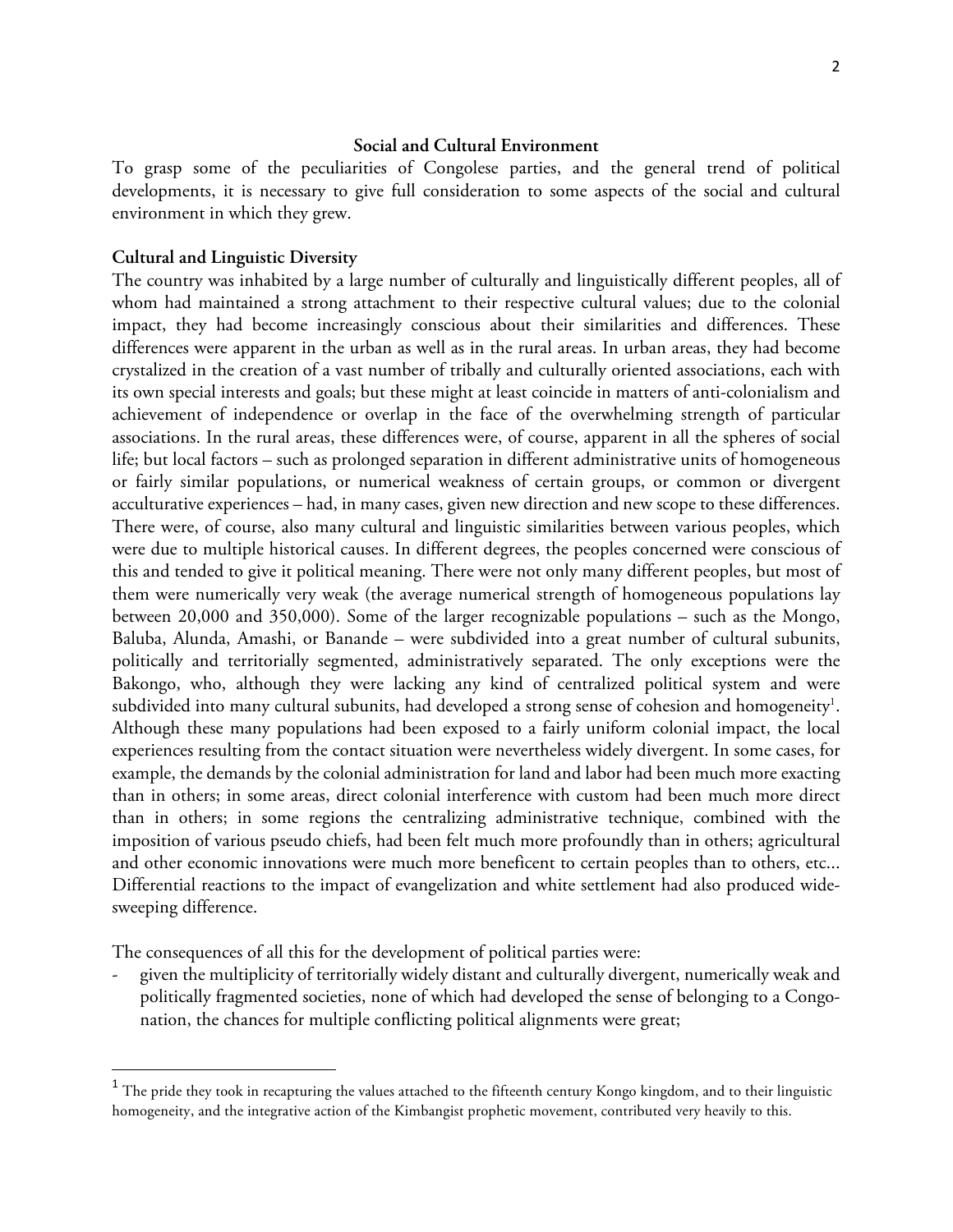## Social and Cultural Environment

To grasp some of the peculiarities of Congolese parties, and the general trend of political developments, it is necessary to give full consideration to some aspects of the social and cultural environment in which they grew.

### Cultural and Linguistic Diversity

The country was inhabited by a large number of culturally and linguistically different peoples, all of whom had maintained a strong attachment to their respective cultural values; due to the colonial impact, they had become increasingly conscious about their similarities and differences. These differences were apparent in the urban as well as in the rural areas. In urban areas, they had become crystalized in the creation of a vast number of tribally and culturally oriented associations, each with its own special interests and goals; but these might at least coincide in matters of anti-colonialism and achievement of independence or overlap in the face of the overwhelming strength of particular associations. In the rural areas, these differences were, of course, apparent in all the spheres of social life; but local factors – such as prolonged separation in different administrative units of homogeneous or fairly similar populations, or numerical weakness of certain groups, or common or divergent acculturative experiences – had, in many cases, given new direction and new scope to these differences. There were, of course, also many cultural and linguistic similarities between various peoples, which were due to multiple historical causes. In different degrees, the peoples concerned were conscious of this and tended to give it political meaning. There were not only many different peoples, but most of them were numerically very weak (the average numerical strength of homogeneous populations lay between 20,000 and 350,000). Some of the larger recognizable populations – such as the Mongo, Baluba, Alunda, Amashi, or Banande – were subdivided into a great number of cultural subunits, politically and territorially segmented, administratively separated. The only exceptions were the Bakongo, who, although they were lacking any kind of centralized political system and were subdivided into many cultural subunits, had developed a strong sense of cohesion and homogeneity[1]. Although these many populations had been exposed to a fairly uniform colonial impact, the local experiences resulting from the contact situation were nevertheless widely divergent. In some cases, for example, the demands by the colonial administration for land and labor had been much more exacting than in others; in some areas, direct colonial interference with custom had been much more direct than in others; in some regions the centralizing administrative technique, combined with the imposition of various pseudo chiefs, had been felt much more profoundly than in others; agricultural and other economic innovations were much more beneficent to certain peoples than to others, etc... Differential reactions to the impact of evangelization and white settlement had also produced wide-sweeping difference.

The consequences of all this for the development of political parties were:

- given the multiplicity of territorially widely distant and culturally divergent, numerically weak and politically fragmented societies, none of which had developed the sense of belonging to a Congo-nation, the chances for multiple conflicting political alignments were great;

[1] The pride they took in recapturing the values attached to the fifteenth century Kongo kingdom, and to their linguistic homogeneity, and the integrative action of the Kimbangist prophetic movement, contributed very heavily to this.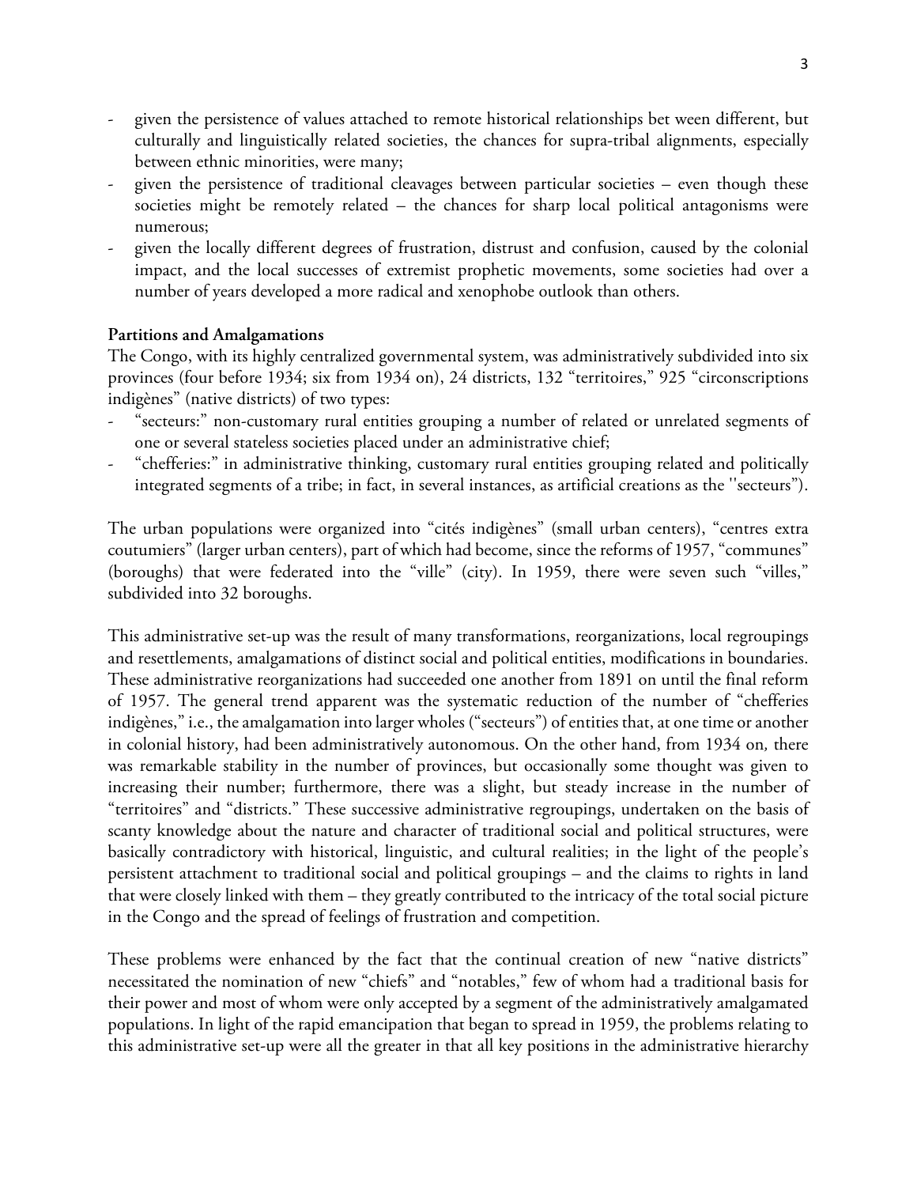- given the persistence of values attached to remote historical relationships bet ween different, but culturally and linguistically related societies, the chances for supra-tribal alignments, especially between ethnic minorities, were many;
- given the persistence of traditional cleavages between particular societies – even though these societies might be remotely related – the chances for sharp local political antagonisms were numerous;
- given the locally different degrees of frustration, distrust and confusion, caused by the colonial impact, and the local successes of extremist prophetic movements, some societies had over a number of years developed a more radical and xenophobe outlook than others.

**Partitions and Amalgamations**

The Congo, with its highly centralized governmental system, was administratively subdivided into six provinces (four before 1934; six from 1934 on), 24 districts, 132 "territoires," 925 "circonscriptions indigènes" (native districts) of two types:

- "secteurs:" non-customary rural entities grouping a number of related or unrelated segments of one or several stateless societies placed under an administrative chief;
- "chefferies:" in administrative thinking, customary rural entities grouping related and politically integrated segments of a tribe; in fact, in several instances, as artificial creations as the ''secteurs").

The urban populations were organized into "cités indigènes" (small urban centers), "centres extra coutumiers" (larger urban centers), part of which had become, since the reforms of 1957, "communes" (boroughs) that were federated into the "ville" (city). In 1959, there were seven such "villes," subdivided into 32 boroughs.

This administrative set-up was the result of many transformations, reorganizations, local regroupings and resettlements, amalgamations of distinct social and political entities, modifications in boundaries. These administrative reorganizations had succeeded one another from 1891 on until the final reform of 1957. The general trend apparent was the systematic reduction of the number of "chefferies indigènes," i.e., the amalgamation into larger wholes ("secteurs") of entities that, at one time or another in colonial history, had been administratively autonomous. On the other hand, from 1934 on*,* there was remarkable stability in the number of provinces, but occasionally some thought was given to increasing their number; furthermore, there was a slight, but steady increase in the number of "territoires" and "districts." These successive administrative regroupings, undertaken on the basis of scanty knowledge about the nature and character of traditional social and political structures, were basically contradictory with historical, linguistic, and cultural realities; in the light of the people's persistent attachment to traditional social and political groupings – and the claims to rights in land that were closely linked with them – they greatly contributed to the intricacy of the total social picture in the Congo and the spread of feelings of frustration and competition.

These problems were enhanced by the fact that the continual creation of new "native districts" necessitated the nomination of new "chiefs" and "notables," few of whom had a traditional basis for their power and most of whom were only accepted by a segment of the administratively amalgamated populations. In light of the rapid emancipation that began to spread in 1959, the problems relating to this administrative set-up were all the greater in that all key positions in the administrative hierarchy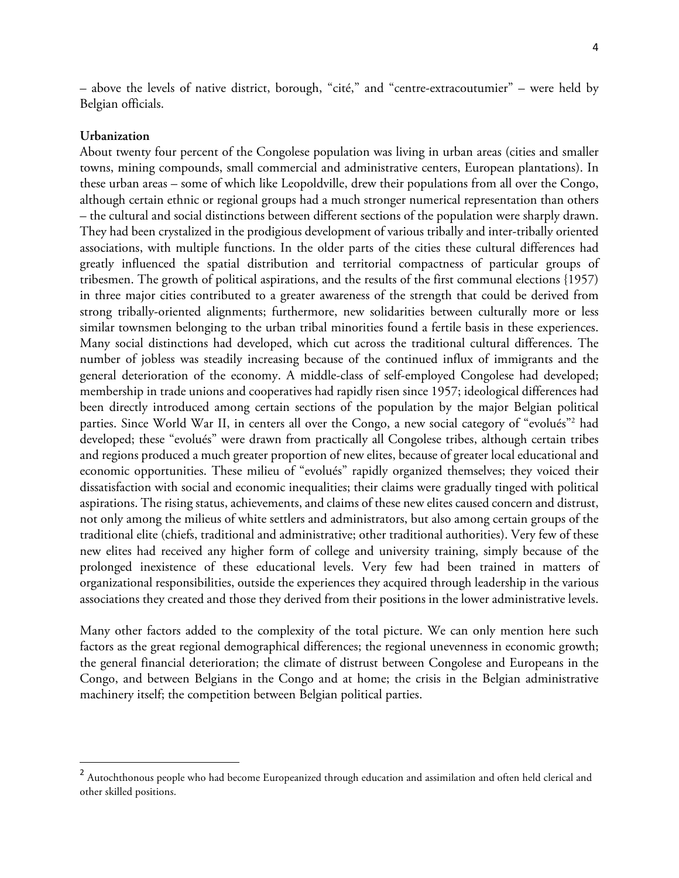– above the levels of native district, borough, "cité," and "centre-extracoutumier" – were held by Belgian officials.

**Urbanization**

About twenty four percent of the Congolese population was living in urban areas (cities and smaller towns, mining compounds, small commercial and administrative centers, European plantations). In these urban areas – some of which like Leopoldville, drew their populations from all over the Congo, although certain ethnic or regional groups had a much stronger numerical representation than others – the cultural and social distinctions between different sections of the population were sharply drawn. They had been crystalized in the prodigious development of various tribally and inter-tribally oriented associations, with multiple functions. In the older parts of the cities these cultural differences had greatly influenced the spatial distribution and territorial compactness of particular groups of tribesmen. The growth of political aspirations, and the results of the first communal elections {1957) in three major cities contributed to a greater awareness of the strength that could be derived from strong tribally-oriented alignments; furthermore, new solidarities between culturally more or less similar townsmen belonging to the urban tribal minorities found a fertile basis in these experiences. Many social distinctions had developed, which cut across the traditional cultural differences. The number of jobless was steadily increasing because of the continued influx of immigrants and the general deterioration of the economy. A middle-class of self-employed Congolese had developed; membership in trade unions and cooperatives had rapidly risen since 1957; ideological differences had been directly introduced among certain sections of the population by the major Belgian political parties. Since World War II, in centers all over the Congo, a new social category of "evolués"[2] had developed; these "evolués" were drawn from practically all Congolese tribes, although certain tribes and regions produced a much greater proportion of new elites, because of greater local educational and economic opportunities. These milieu of "evolués" rapidly organized themselves; they voiced their dissatisfaction with social and economic inequalities; their claims were gradually tinged with political aspirations. The rising status, achievements, and claims of these new elites caused concern and distrust, not only among the milieus of white settlers and administrators, but also among certain groups of the traditional elite (chiefs, traditional and administrative; other traditional authorities). Very few of these new elites had received any higher form of college and university training, simply because of the prolonged inexistence of these educational levels. Very few had been trained in matters of organizational responsibilities, outside the experiences they acquired through leadership in the various associations they created and those they derived from their positions in the lower administrative levels.

Many other factors added to the complexity of the total picture. We can only mention here such factors as the great regional demographical differences; the regional unevenness in economic growth; the general financial deterioration; the climate of distrust between Congolese and Europeans in the Congo, and between Belgians in the Congo and at home; the crisis in the Belgian administrative machinery itself; the competition between Belgian political parties.

---

[2] Autochthonous people who had become Europeanized through education and assimilation and often held clerical and other skilled positions.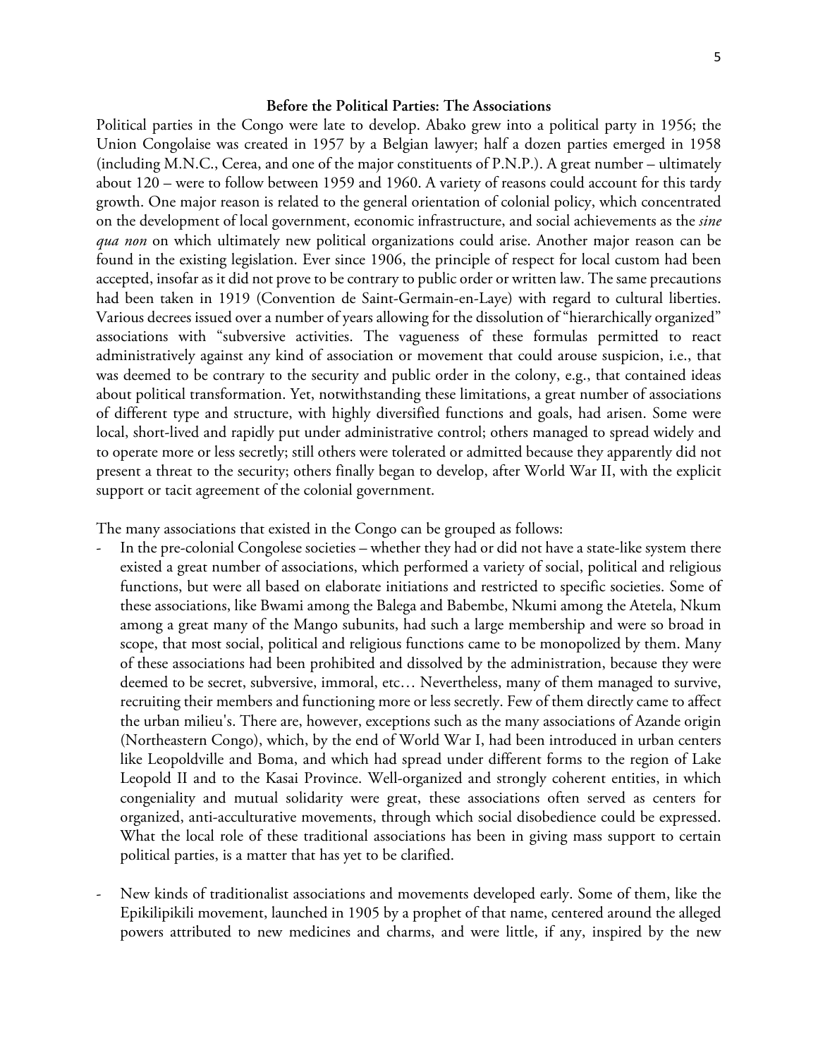**Before the Political Parties: The Associations**

Political parties in the Congo were late to develop. Abako grew into a political party in 1956; the Union Congolaise was created in 1957 by a Belgian lawyer; half a dozen parties emerged in 1958 (including M.N.C., Cerea, and one of the major constituents of P.N.P.). A great number – ultimately about 120 – were to follow between 1959 and 1960. A variety of reasons could account for this tardy growth. One major reason is related to the general orientation of colonial policy, which concentrated on the development of local government, economic infrastructure, and social achievements as the *sine qua non* on which ultimately new political organizations could arise. Another major reason can be found in the existing legislation. Ever since 1906, the principle of respect for local custom had been accepted, insofar as it did not prove to be contrary to public order or written law. The same precautions had been taken in 1919 (Convention de Saint-Germain-en-Laye) with regard to cultural liberties. Various decrees issued over a number of years allowing for the dissolution of "hierarchically organized" associations with "subversive activities. The vagueness of these formulas permitted to react administratively against any kind of association or movement that could arouse suspicion, i.e., that was deemed to be contrary to the security and public order in the colony, e.g., that contained ideas about political transformation. Yet, notwithstanding these limitations, a great number of associations of different type and structure, with highly diversified functions and goals, had arisen. Some were local, short-lived and rapidly put under administrative control; others managed to spread widely and to operate more or less secretly; still others were tolerated or admitted because they apparently did not present a threat to the security; others finally began to develop, after World War II, with the explicit support or tacit agreement of the colonial government.

The many associations that existed in the Congo can be grouped as follows:

- In the pre-colonial Congolese societies – whether they had or did not have a state-like system there existed a great number of associations, which performed a variety of social, political and religious functions, but were all based on elaborate initiations and restricted to specific societies. Some of these associations, like Bwami among the Balega and Babembe, Nkumi among the Atetela, Nkum among a great many of the Mango subunits, had such a large membership and were so broad in scope, that most social, political and religious functions came to be monopolized by them. Many of these associations had been prohibited and dissolved by the administration, because they were deemed to be secret, subversive, immoral, etc… Nevertheless, many of them managed to survive, recruiting their members and functioning more or less secretly. Few of them directly came to affect the urban milieu's. There are, however, exceptions such as the many associations of Azande origin (Northeastern Congo), which, by the end of World War I, had been introduced in urban centers like Leopoldville and Boma, and which had spread under different forms to the region of Lake Leopold II and to the Kasai Province. Well-organized and strongly coherent entities, in which congeniality and mutual solidarity were great, these associations often served as centers for organized, anti-acculturative movements, through which social disobedience could be expressed. What the local role of these traditional associations has been in giving mass support to certain political parties, is a matter that has yet to be clarified.

- New kinds of traditionalist associations and movements developed early. Some of them, like the Epikilipikili movement, launched in 1905 by a prophet of that name, centered around the alleged powers attributed to new medicines and charms, and were little, if any, inspired by the new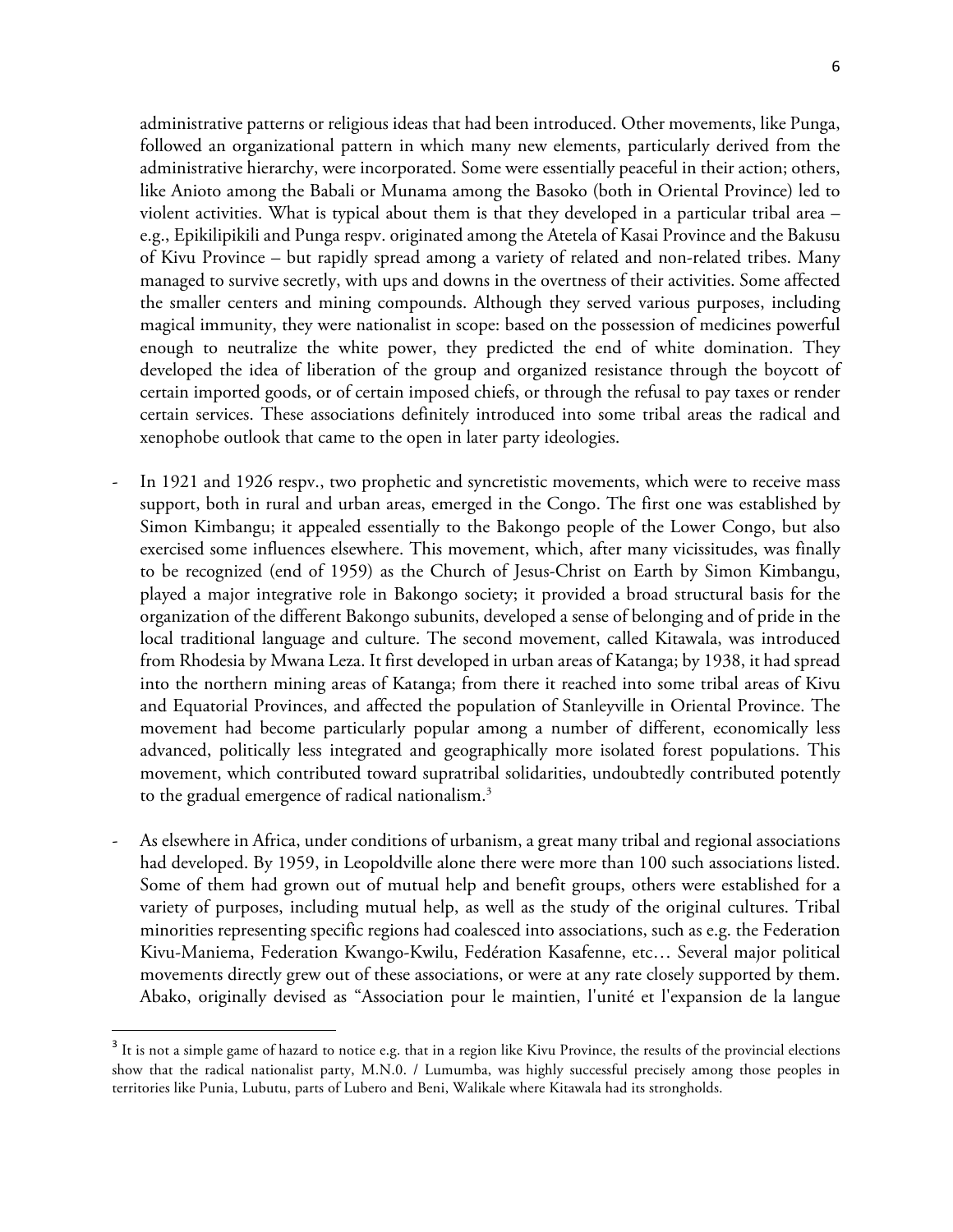administrative patterns or religious ideas that had been introduced. Other movements, like Punga, followed an organizational pattern in which many new elements, particularly derived from the administrative hierarchy, were incorporated. Some were essentially peaceful in their action; others, like Anioto among the Babali or Munama among the Basoko (both in Oriental Province) led to violent activities. What is typical about them is that they developed in a particular tribal area – e.g., Epikilipikili and Punga respv. originated among the Atetela of Kasai Province and the Bakusu of Kivu Province – but rapidly spread among a variety of related and non-related tribes. Many managed to survive secretly, with ups and downs in the overtness of their activities. Some affected the smaller centers and mining compounds. Although they served various purposes, including magical immunity, they were nationalist in scope: based on the possession of medicines powerful enough to neutralize the white power, they predicted the end of white domination. They developed the idea of liberation of the group and organized resistance through the boycott of certain imported goods, or of certain imposed chiefs, or through the refusal to pay taxes or render certain services. These associations definitely introduced into some tribal areas the radical and xenophobe outlook that came to the open in later party ideologies.

- In 1921 and 1926 respv., two prophetic and syncretistic movements, which were to receive mass support, both in rural and urban areas, emerged in the Congo. The first one was established by Simon Kimbangu; it appealed essentially to the Bakongo people of the Lower Congo, but also exercised some influences elsewhere. This movement, which, after many vicissitudes, was finally to be recognized (end of 1959) as the Church of Jesus-Christ on Earth by Simon Kimbangu, played a major integrative role in Bakongo society; it provided a broad structural basis for the organization of the different Bakongo subunits, developed a sense of belonging and of pride in the local traditional language and culture. The second movement, called Kitawala, was introduced from Rhodesia by Mwana Leza. It first developed in urban areas of Katanga; by 1938, it had spread into the northern mining areas of Katanga; from there it reached into some tribal areas of Kivu and Equatorial Provinces, and affected the population of Stanleyville in Oriental Province. The movement had become particularly popular among a number of different, economically less advanced, politically less integrated and geographically more isolated forest populations. This movement, which contributed toward supratribal solidarities, undoubtedly contributed potently to the gradual emergence of radical nationalism.[3]

- As elsewhere in Africa, under conditions of urbanism, a great many tribal and regional associations had developed. By 1959, in Leopoldville alone there were more than 100 such associations listed. Some of them had grown out of mutual help and benefit groups, others were established for a variety of purposes, including mutual help, as well as the study of the original cultures. Tribal minorities representing specific regions had coalesced into associations, such as e.g. the Federation Kivu-Maniema, Federation Kwango-Kwilu, Fedération Kasafenne, etc… Several major political movements directly grew out of these associations, or were at any rate closely supported by them. Abako, originally devised as "Association pour le maintien, l'unité et l'expansion de la langue

---

[3] It is not a simple game of hazard to notice e.g. that in a region like Kivu Province, the results of the provincial elections show that the radical nationalist party, M.N.0. / Lumumba, was highly successful precisely among those peoples in territories like Punia, Lubutu, parts of Lubero and Beni, Walikale where Kitawala had its strongholds.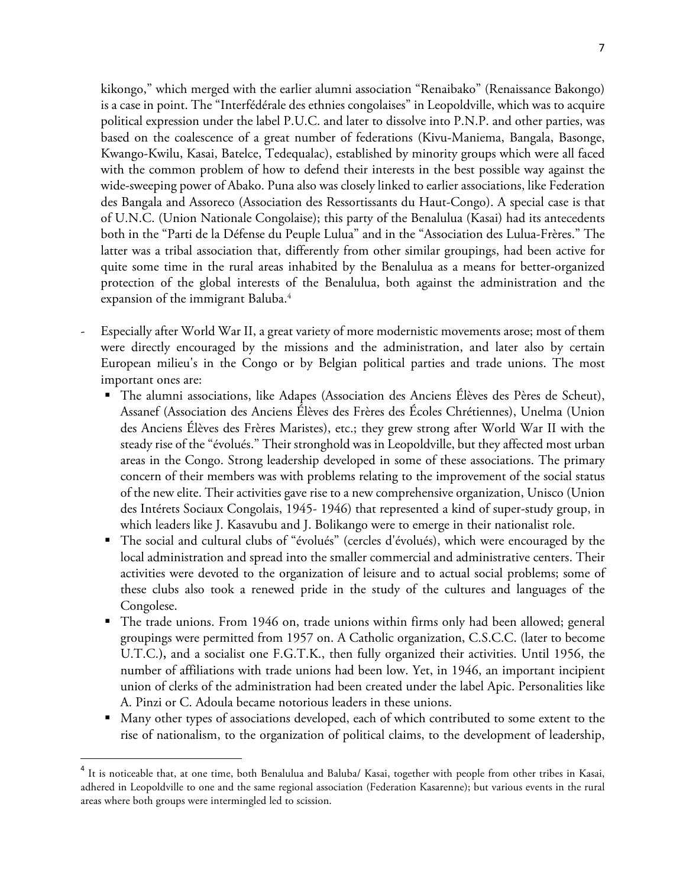kikongo," which merged with the earlier alumni association "Renaibako" (Renaissance Bakongo) is a case in point. The "Interfédérale des ethnies congolaises" in Leopoldville, which was to acquire political expression under the label P.U.C. and later to dissolve into P.N.P. and other parties, was based on the coalescence of a great number of federations (Kivu-Maniema, Bangala, Basonge, Kwango-Kwilu, Kasai, Batelce, Tedequalac), established by minority groups which were all faced with the common problem of how to defend their interests in the best possible way against the wide-sweeping power of Abako. Puna also was closely linked to earlier associations, like Federation des Bangala and Assoreco (Association des Ressortissants du Haut-Congo). A special case is that of U.N.C. (Union Nationale Congolaise); this party of the Benalulua (Kasai) had its antecedents both in the "Parti de la Défense du Peuple Lulua" and in the "Association des Lulua-Frères." The latter was a tribal association that, differently from other similar groupings, had been active for quite some time in the rural areas inhabited by the Benalulua as a means for better-organized protection of the global interests of the Benalulua, both against the administration and the expansion of the immigrant Baluba.[4]

- Especially after World War II, a great variety of more modernistic movements arose; most of them were directly encouraged by the missions and the administration, and later also by certain European milieu's in the Congo or by Belgian political parties and trade unions. The most important ones are:
  - The alumni associations, like Adapes (Association des Anciens Élèves des Pères de Scheut), Assanef (Association des Anciens Élèves des Frères des Écoles Chrétiennes), Unelma (Union des Anciens Élèves des Frères Maristes), etc.; they grew strong after World War II with the steady rise of the "évolués." Their stronghold was in Leopoldville, but they affected most urban areas in the Congo. Strong leadership developed in some of these associations. The primary concern of their members was with problems relating to the improvement of the social status of the new elite. Their activities gave rise to a new comprehensive organization, Unisco (Union des Intérets Sociaux Congolais, 1945- 1946) that represented a kind of super-study group, in which leaders like J. Kasavubu and J. Bolikango were to emerge in their nationalist role.
  - The social and cultural clubs of "évolués" (cercles d'évolués), which were encouraged by the local administration and spread into the smaller commercial and administrative centers. Their activities were devoted to the organization of leisure and to actual social problems; some of these clubs also took a renewed pride in the study of the cultures and languages of the Congolese.
  - The trade unions. From 1946 on, trade unions within firms only had been allowed; general groupings were permitted from 1957 on. A Catholic organization, C.S.C.C. (later to become U.T.C.), and a socialist one F.G.T.K., then fully organized their activities. Until 1956, the number of affiliations with trade unions had been low. Yet, in 1946, an important incipient union of clerks of the administration had been created under the label Apic. Personalities like A. Pinzi or C. Adoula became notorious leaders in these unions.
  - Many other types of associations developed, each of which contributed to some extent to the rise of nationalism, to the organization of political claims, to the development of leadership,

[4] It is noticeable that, at one time, both Benalulua and Baluba/ Kasai, together with people from other tribes in Kasai, adhered in Leopoldville to one and the same regional association (Federation Kasarenne); but various events in the rural areas where both groups were intermingled led to scission.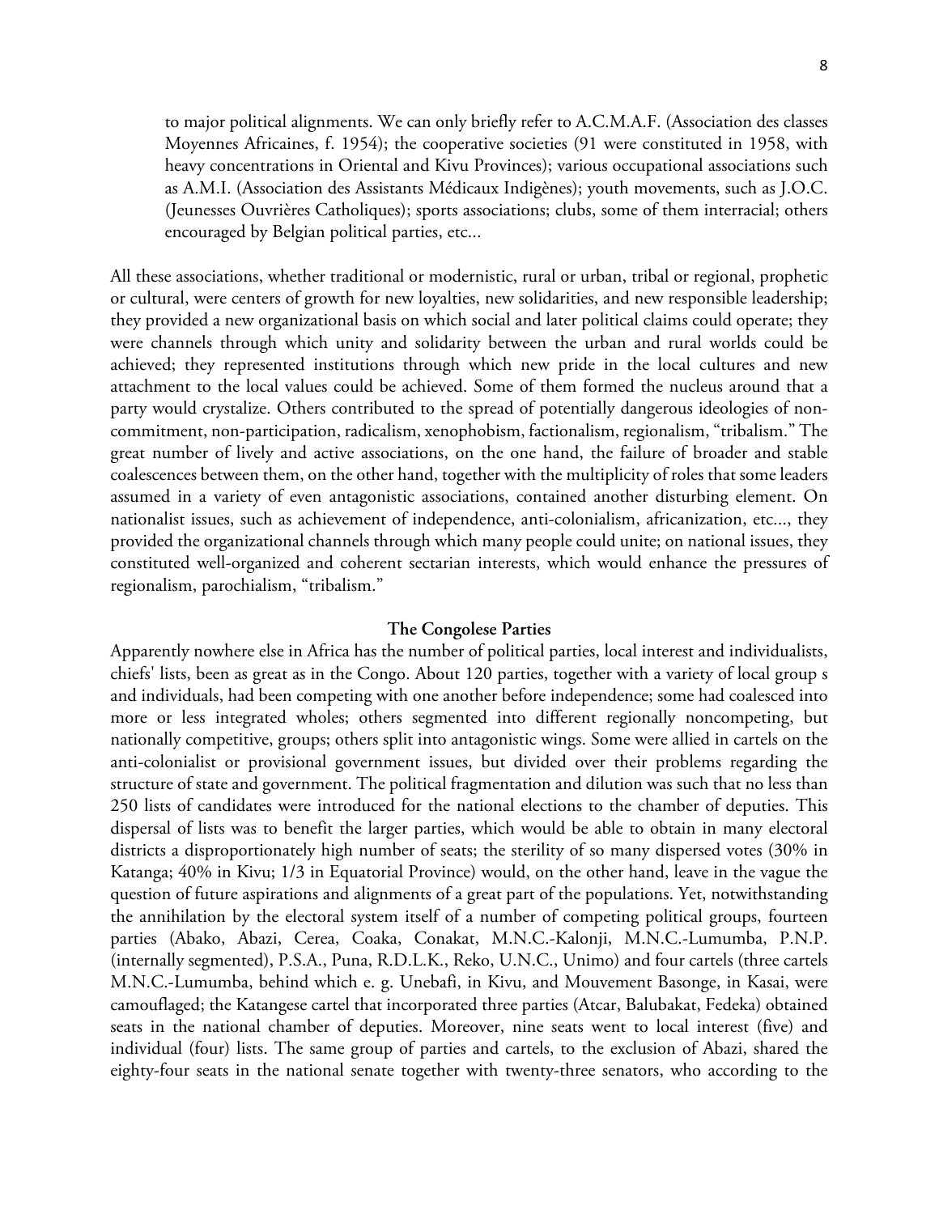> to major political alignments. We can only briefly refer to A.C.M.A.F. (Association des classes Moyennes Africaines, f. 1954); the cooperative societies (91 were constituted in 1958, with heavy concentrations in Oriental and Kivu Provinces); various occupational associations such as A.M.I. (Association des Assistants Médicaux Indigènes); youth movements, such as J.O.C. (Jeunesses Ouvrières Catholiques); sports associations; clubs, some of them interracial; others encouraged by Belgian political parties, etc...

All these associations, whether traditional or modernistic, rural or urban, tribal or regional, prophetic or cultural, were centers of growth for new loyalties, new solidarities, and new responsible leadership; they provided a new organizational basis on which social and later political claims could operate; they were channels through which unity and solidarity between the urban and rural worlds could be achieved; they represented institutions through which new pride in the local cultures and new attachment to the local values could be achieved. Some of them formed the nucleus around that a party would crystalize. Others contributed to the spread of potentially dangerous ideologies of non-commitment, non-participation, radicalism, xenophobism, factionalism, regionalism, "tribalism." The great number of lively and active associations, on the one hand, the failure of broader and stable coalescences between them, on the other hand, together with the multiplicity of roles that some leaders assumed in a variety of even antagonistic associations, contained another disturbing element. On nationalist issues, such as achievement of independence, anti-colonialism, africanization, etc..., they provided the organizational channels through which many people could unite; on national issues, they constituted well-organized and coherent sectarian interests, which would enhance the pressures of regionalism, parochialism, "tribalism."

### The Congolese Parties

Apparently nowhere else in Africa has the number of political parties, local interest and individualists, chiefs' lists, been as great as in the Congo. About 120 parties, together with a variety of local group s and individuals, had been competing with one another before independence; some had coalesced into more or less integrated wholes; others segmented into different regionally noncompeting, but nationally competitive, groups; others split into antagonistic wings. Some were allied in cartels on the anti-colonialist or provisional government issues, but divided over their problems regarding the structure of state and government. The political fragmentation and dilution was such that no less than 250 lists of candidates were introduced for the national elections to the chamber of deputies. This dispersal of lists was to benefit the larger parties, which would be able to obtain in many electoral districts a disproportionately high number of seats; the sterility of so many dispersed votes (30% in Katanga; 40% in Kivu; 1/3 in Equatorial Province) would, on the other hand, leave in the vague the question of future aspirations and alignments of a great part of the populations. Yet, notwithstanding the annihilation by the electoral system itself of a number of competing political groups, fourteen parties (Abako, Abazi, Cerea, Coaka, Conakat, M.N.C.-Kalonji, M.N.C.-Lumumba, P.N.P. (internally segmented), P.S.A., Puna, R.D.L.K., Reko, U.N.C., Unimo) and four cartels (three cartels M.N.C.-Lumumba, behind which e. g. Unebafi, in Kivu, and Mouvement Basonge, in Kasai, were camouflaged; the Katangese cartel that incorporated three parties (Atcar, Balubakat, Fedeka) obtained seats in the national chamber of deputies. Moreover, nine seats went to local interest (five) and individual (four) lists. The same group of parties and cartels, to the exclusion of Abazi, shared the eighty-four seats in the national senate together with twenty-three senators, who according to the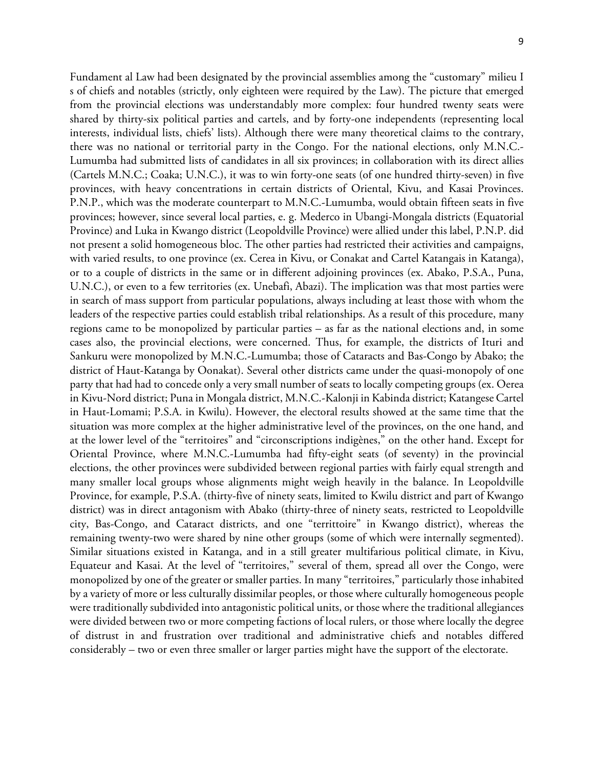Fundament al Law had been designated by the provincial assemblies among the "customary" milieu I s of chiefs and notables (strictly, only eighteen were required by the Law). The picture that emerged from the provincial elections was understandably more complex: four hundred twenty seats were shared by thirty-six political parties and cartels, and by forty-one independents (representing local interests, individual lists, chiefs' lists). Although there were many theoretical claims to the contrary, there was no national or territorial party in the Congo. For the national elections, only M.N.C.-Lumumba had submitted lists of candidates in all six provinces; in collaboration with its direct allies (Cartels M.N.C.; Coaka; U.N.C.), it was to win forty-one seats (of one hundred thirty-seven) in five provinces, with heavy concentrations in certain districts of Oriental, Kivu, and Kasai Provinces. P.N.P., which was the moderate counterpart to M.N.C.-Lumumba, would obtain fifteen seats in five provinces; however, since several local parties, e. g. Mederco in Ubangi-Mongala districts (Equatorial Province) and Luka in Kwango district (Leopoldville Province) were allied under this label, P.N.P. did not present a solid homogeneous bloc. The other parties had restricted their activities and campaigns, with varied results, to one province (ex. Cerea in Kivu, or Conakat and Cartel Katangais in Katanga), or to a couple of districts in the same or in different adjoining provinces (ex. Abako, P.S.A., Puna, U.N.C.), or even to a few territories (ex. Unebafi, Abazi). The implication was that most parties were in search of mass support from particular populations, always including at least those with whom the leaders of the respective parties could establish tribal relationships. As a result of this procedure, many regions came to be monopolized by particular parties – as far as the national elections and, in some cases also, the provincial elections, were concerned. Thus, for example, the districts of Ituri and Sankuru were monopolized by M.N.C.-Lumumba; those of Cataracts and Bas-Congo by Abako; the district of Haut-Katanga by Oonakat). Several other districts came under the quasi-monopoly of one party that had had to concede only a very small number of seats to locally competing groups (ex. Oerea in Kivu-Nord district; Puna in Mongala district, M.N.C.-Kalonji in Kabinda district; Katangese Cartel in Haut-Lomami; P.S.A. in Kwilu). However, the electoral results showed at the same time that the situation was more complex at the higher administrative level of the provinces, on the one hand, and at the lower level of the "territoires" and "circonscriptions indigènes," on the other hand. Except for Oriental Province, where M.N.C.-Lumumba had fifty-eight seats (of seventy) in the provincial elections, the other provinces were subdivided between regional parties with fairly equal strength and many smaller local groups whose alignments might weigh heavily in the balance. In Leopoldville Province, for example, P.S.A. (thirty-five of ninety seats, limited to Kwilu district and part of Kwango district) was in direct antagonism with Abako (thirty-three of ninety seats, restricted to Leopoldville city, Bas-Congo, and Cataract districts, and one "territtoire" in Kwango district), whereas the remaining twenty-two were shared by nine other groups (some of which were internally segmented). Similar situations existed in Katanga, and in a still greater multifarious political climate, in Kivu, Equateur and Kasai. At the level of "territoires," several of them, spread all over the Congo, were monopolized by one of the greater or smaller parties. In many "territoires," particularly those inhabited by a variety of more or less culturally dissimilar peoples, or those where culturally homogeneous people were traditionally subdivided into antagonistic political units, or those where the traditional allegiances were divided between two or more competing factions of local rulers, or those where locally the degree of distrust in and frustration over traditional and administrative chiefs and notables differed considerably – two or even three smaller or larger parties might have the support of the electorate.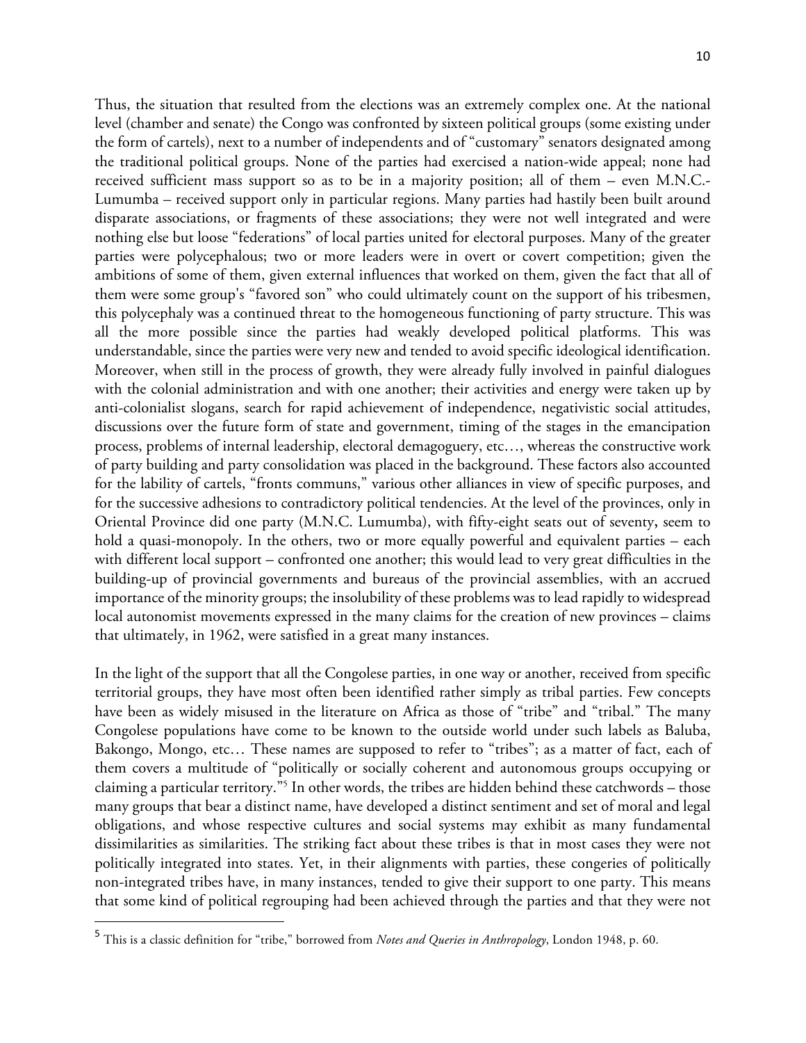Thus, the situation that resulted from the elections was an extremely complex one. At the national level (chamber and senate) the Congo was confronted by sixteen political groups (some existing under the form of cartels), next to a number of independents and of "customary" senators designated among the traditional political groups. None of the parties had exercised a nation-wide appeal; none had received sufficient mass support so as to be in a majority position; all of them – even M.N.C.-Lumumba – received support only in particular regions. Many parties had hastily been built around disparate associations, or fragments of these associations; they were not well integrated and were nothing else but loose "federations" of local parties united for electoral purposes. Many of the greater parties were polycephalous; two or more leaders were in overt or covert competition; given the ambitions of some of them, given external influences that worked on them, given the fact that all of them were some group's "favored son" who could ultimately count on the support of his tribesmen, this polycephaly was a continued threat to the homogeneous functioning of party structure. This was all the more possible since the parties had weakly developed political platforms. This was understandable, since the parties were very new and tended to avoid specific ideological identification. Moreover, when still in the process of growth, they were already fully involved in painful dialogues with the colonial administration and with one another; their activities and energy were taken up by anti-colonialist slogans, search for rapid achievement of independence, negativistic social attitudes, discussions over the future form of state and government, timing of the stages in the emancipation process, problems of internal leadership, electoral demagoguery, etc…, whereas the constructive work of party building and party consolidation was placed in the background. These factors also accounted for the lability of cartels, "fronts communs," various other alliances in view of specific purposes, and for the successive adhesions to contradictory political tendencies. At the level of the provinces, only in Oriental Province did one party (M.N.C. Lumumba), with fifty-eight seats out of seventy, seem to hold a quasi-monopoly. In the others, two or more equally powerful and equivalent parties – each with different local support – confronted one another; this would lead to very great difficulties in the building-up of provincial governments and bureaus of the provincial assemblies, with an accrued importance of the minority groups; the insolubility of these problems was to lead rapidly to widespread local autonomist movements expressed in the many claims for the creation of new provinces – claims that ultimately, in 1962, were satisfied in a great many instances.

In the light of the support that all the Congolese parties, in one way or another, received from specific territorial groups, they have most often been identified rather simply as tribal parties. Few concepts have been as widely misused in the literature on Africa as those of "tribe" and "tribal." The many Congolese populations have come to be known to the outside world under such labels as Baluba, Bakongo, Mongo, etc… These names are supposed to refer to "tribes"; as a matter of fact, each of them covers a multitude of "politically or socially coherent and autonomous groups occupying or claiming a particular territory."[5] In other words, the tribes are hidden behind these catchwords – those many groups that bear a distinct name, have developed a distinct sentiment and set of moral and legal obligations, and whose respective cultures and social systems may exhibit as many fundamental dissimilarities as similarities. The striking fact about these tribes is that in most cases they were not politically integrated into states. Yet, in their alignments with parties, these congeries of politically non-integrated tribes have, in many instances, tended to give their support to one party. This means that some kind of political regrouping had been achieved through the parties and that they were not

---

[5] This is a classic definition for "tribe," borrowed from *Notes and Queries in Anthropology*, London 1948, p. 60.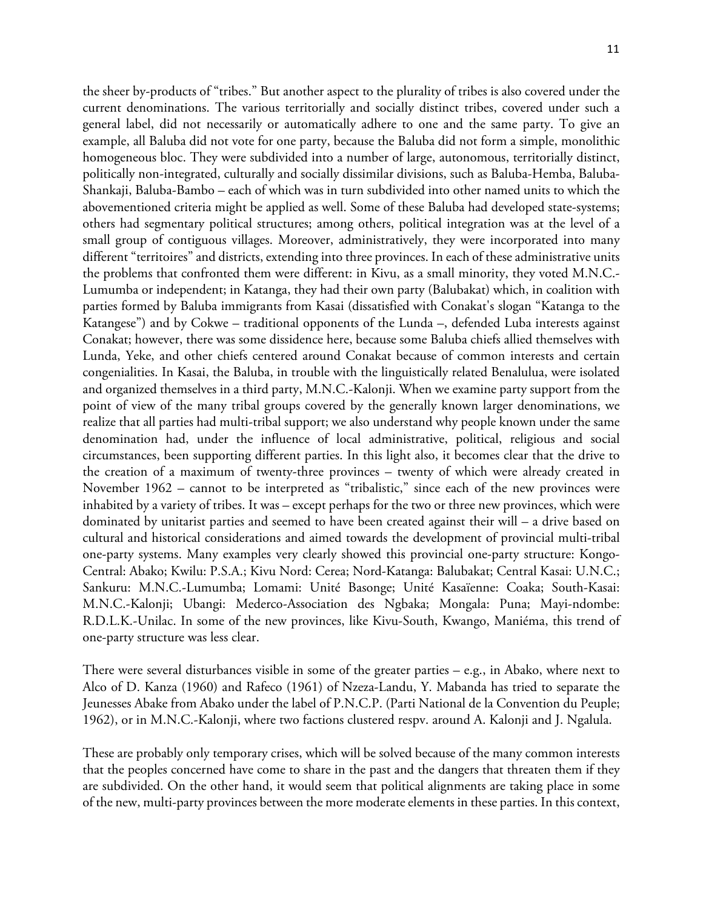the sheer by-products of "tribes." But another aspect to the plurality of tribes is also covered under the current denominations. The various territorially and socially distinct tribes, covered under such a general label, did not necessarily or automatically adhere to one and the same party. To give an example, all Baluba did not vote for one party, because the Baluba did not form a simple, monolithic homogeneous bloc. They were subdivided into a number of large, autonomous, territorially distinct, politically non-integrated, culturally and socially dissimilar divisions, such as Baluba-Hemba, Baluba-Shankaji, Baluba-Bambo – each of which was in turn subdivided into other named units to which the abovementioned criteria might be applied as well. Some of these Baluba had developed state-systems; others had segmentary political structures; among others, political integration was at the level of a small group of contiguous villages. Moreover, administratively, they were incorporated into many different "territoires" and districts, extending into three provinces. In each of these administrative units the problems that confronted them were different: in Kivu, as a small minority, they voted M.N.C.-Lumumba or independent; in Katanga, they had their own party (Balubakat) which, in coalition with parties formed by Baluba immigrants from Kasai (dissatisfied with Conakat's slogan "Katanga to the Katangese") and by Cokwe – traditional opponents of the Lunda –, defended Luba interests against Conakat; however, there was some dissidence here, because some Baluba chiefs allied themselves with Lunda, Yeke, and other chiefs centered around Conakat because of common interests and certain congenialities. In Kasai, the Baluba, in trouble with the linguistically related Benalulua, were isolated and organized themselves in a third party, M.N.C.-Kalonji. When we examine party support from the point of view of the many tribal groups covered by the generally known larger denominations, we realize that all parties had multi-tribal support; we also understand why people known under the same denomination had, under the influence of local administrative, political, religious and social circumstances, been supporting different parties. In this light also, it becomes clear that the drive to the creation of a maximum of twenty-three provinces – twenty of which were already created in November 1962 – cannot to be interpreted as "tribalistic," since each of the new provinces were inhabited by a variety of tribes. It was – except perhaps for the two or three new provinces, which were dominated by unitarist parties and seemed to have been created against their will – a drive based on cultural and historical considerations and aimed towards the development of provincial multi-tribal one-party systems. Many examples very clearly showed this provincial one-party structure: Kongo-Central: Abako; Kwilu: P.S.A.; Kivu Nord: Cerea; Nord-Katanga: Balubakat; Central Kasai: U.N.C.; Sankuru: M.N.C.-Lumumba; Lomami: Unité Basonge; Unité Kasaïenne: Coaka; South-Kasai: M.N.C.-Kalonji; Ubangi: Mederco-Association des Ngbaka; Mongala: Puna; Mayi-ndombe: R.D.L.K.-Unilac. In some of the new provinces, like Kivu-South, Kwango, Maniéma, this trend of one-party structure was less clear.

There were several disturbances visible in some of the greater parties – e.g., in Abako, where next to Alco of D. Kanza (1960) and Rafeco (1961) of Nzeza-Landu, Y. Mabanda has tried to separate the Jeunesses Abake from Abako under the label of P.N.C.P. (Parti National de la Convention du Peuple; 1962), or in M.N.C.-Kalonji, where two factions clustered respv. around A. Kalonji and J. Ngalula.

These are probably only temporary crises, which will be solved because of the many common interests that the peoples concerned have come to share in the past and the dangers that threaten them if they are subdivided. On the other hand, it would seem that political alignments are taking place in some of the new, multi-party provinces between the more moderate elements in these parties. In this context,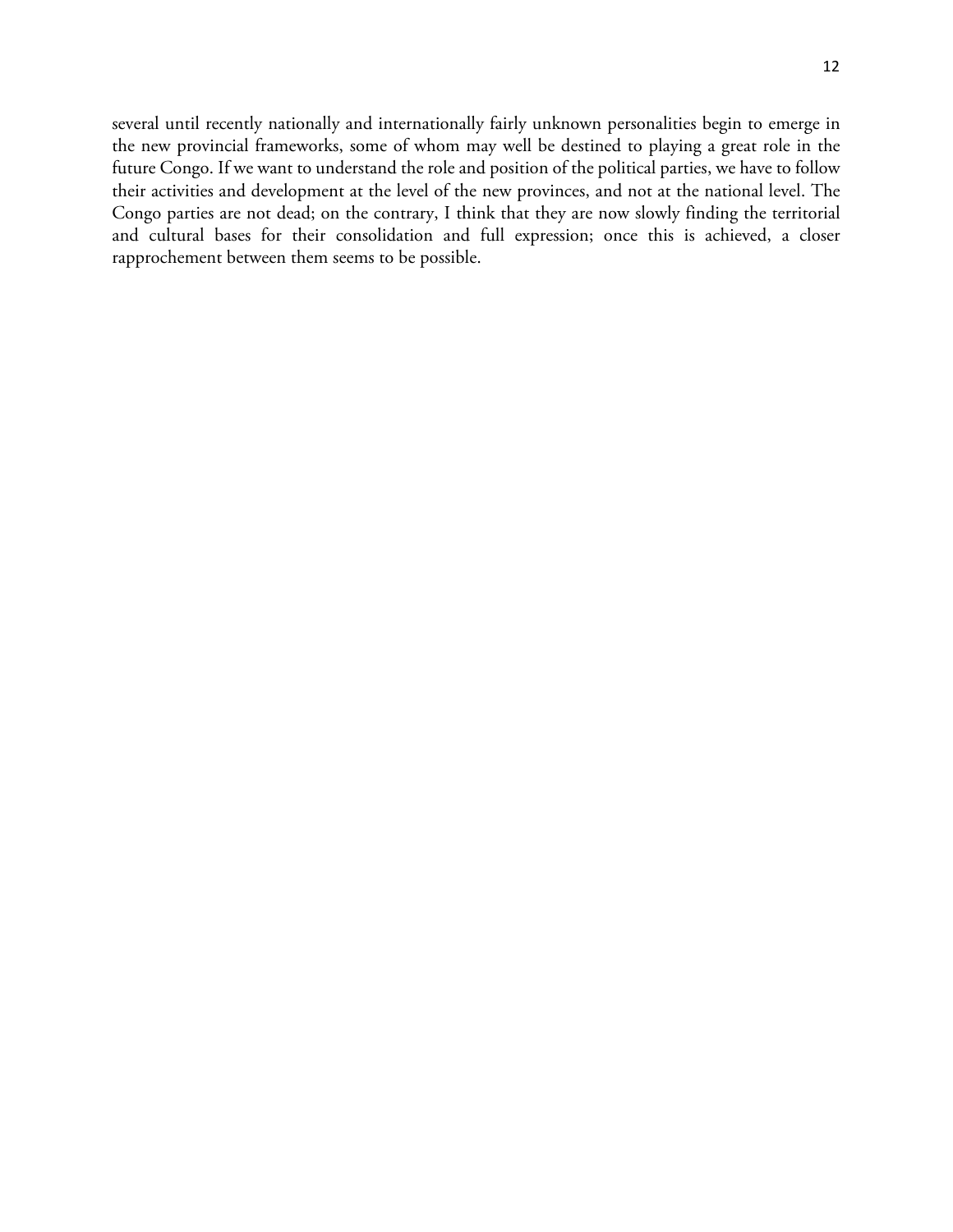several until recently nationally and internationally fairly unknown personalities begin to emerge in the new provincial frameworks, some of whom may well be destined to playing a great role in the future Congo. If we want to understand the role and position of the political parties, we have to follow their activities and development at the level of the new provinces, and not at the national level. The Congo parties are not dead; on the contrary, I think that they are now slowly finding the territorial and cultural bases for their consolidation and full expression; once this is achieved, a closer rapprochement between them seems to be possible.